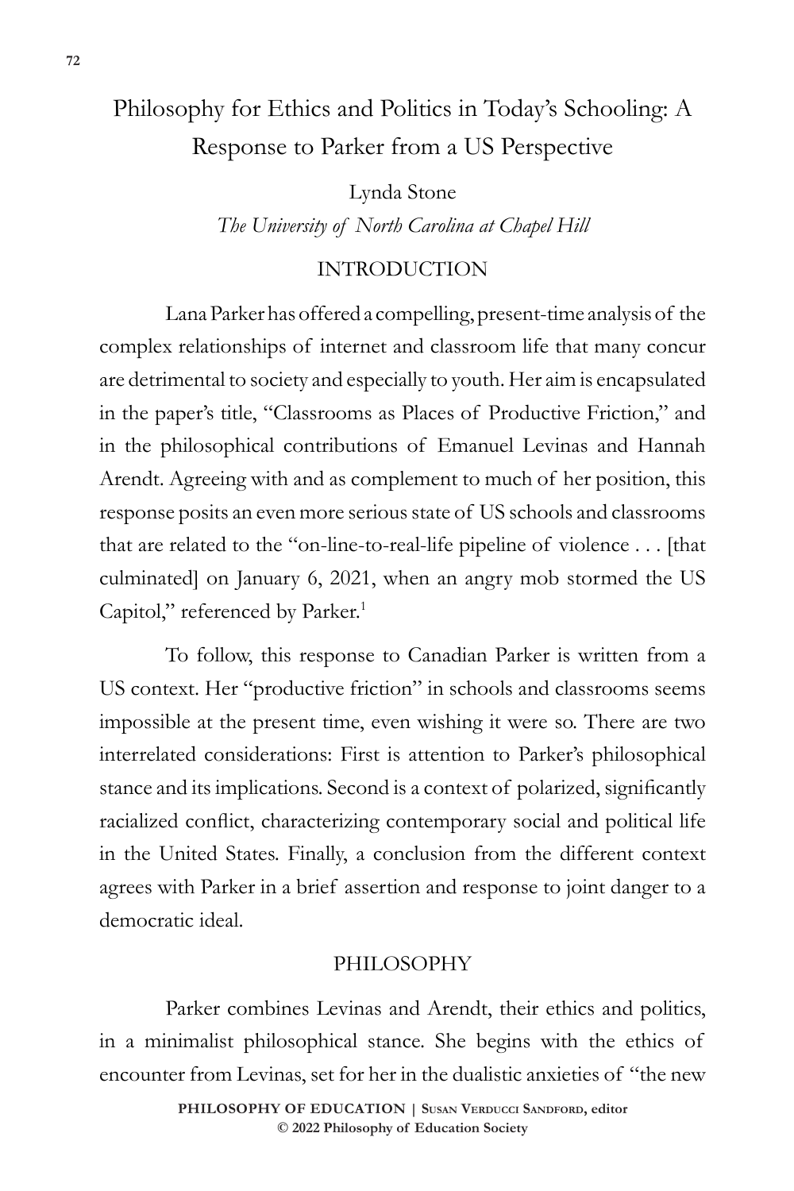# Philosophy for Ethics and Politics in Today's Schooling: A Response to Parker from a US Perspective

Lynda Stone

*The University of North Carolina at Chapel Hill*

## INTRODUCTION

Lana Parker has offered a compelling, present-time analysis of the complex relationships of internet and classroom life that many concur are detrimental to society and especially to youth. Her aim is encapsulated in the paper's title, "Classrooms as Places of Productive Friction," and in the philosophical contributions of Emanuel Levinas and Hannah Arendt. Agreeing with and as complement to much of her position, this response posits an even more serious state of US schools and classrooms that are related to the "on-line-to-real-life pipeline of violence . . . [that culminated] on January 6, 2021, when an angry mob stormed the US Capitol," referenced by Parker.[1]

To follow, this response to Canadian Parker is written from a US context. Her "productive friction" in schools and classrooms seems impossible at the present time, even wishing it were so. There are two interrelated considerations: First is attention to Parker's philosophical stance and its implications. Second is a context of polarized, significantly racialized conflict, characterizing contemporary social and political life in the United States. Finally, a conclusion from the different context agrees with Parker in a brief assertion and response to joint danger to a democratic ideal.

## PHILOSOPHY

Parker combines Levinas and Arendt, their ethics and politics, in a minimalist philosophical stance. She begins with the ethics of encounter from Levinas, set for her in the dualistic anxieties of "the new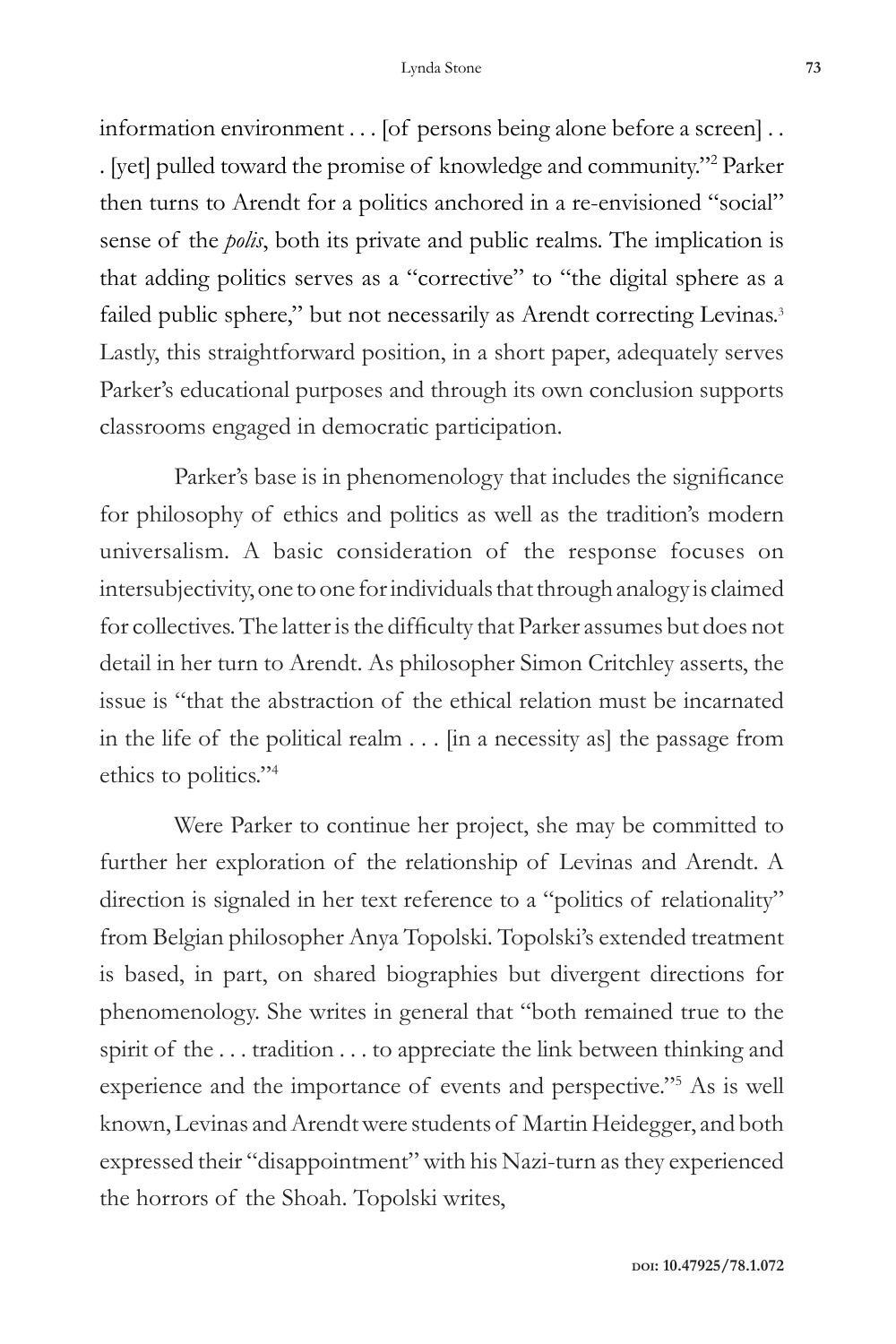information environment . . . [of persons being alone before a screen] . . . [yet] pulled toward the promise of knowledge and community."[2] Parker then turns to Arendt for a politics anchored in a re-envisioned "social" sense of the *polis*, both its private and public realms. The implication is that adding politics serves as a "corrective" to "the digital sphere as a failed public sphere," but not necessarily as Arendt correcting Levinas.[3] Lastly, this straightforward position, in a short paper, adequately serves Parker's educational purposes and through its own conclusion supports classrooms engaged in democratic participation.

Parker's base is in phenomenology that includes the significance for philosophy of ethics and politics as well as the tradition's modern universalism. A basic consideration of the response focuses on intersubjectivity, one to one for individuals that through analogy is claimed for collectives. The latter is the difficulty that Parker assumes but does not detail in her turn to Arendt. As philosopher Simon Critchley asserts, the issue is "that the abstraction of the ethical relation must be incarnated in the life of the political realm . . . [in a necessity as] the passage from ethics to politics."[4]

Were Parker to continue her project, she may be committed to further her exploration of the relationship of Levinas and Arendt. A direction is signaled in her text reference to a "politics of relationality" from Belgian philosopher Anya Topolski. Topolski's extended treatment is based, in part, on shared biographies but divergent directions for phenomenology. She writes in general that "both remained true to the spirit of the . . . tradition . . . to appreciate the link between thinking and experience and the importance of events and perspective."[5] As is well known, Levinas and Arendt were students of Martin Heidegger, and both expressed their "disappointment" with his Nazi-turn as they experienced the horrors of the Shoah. Topolski writes,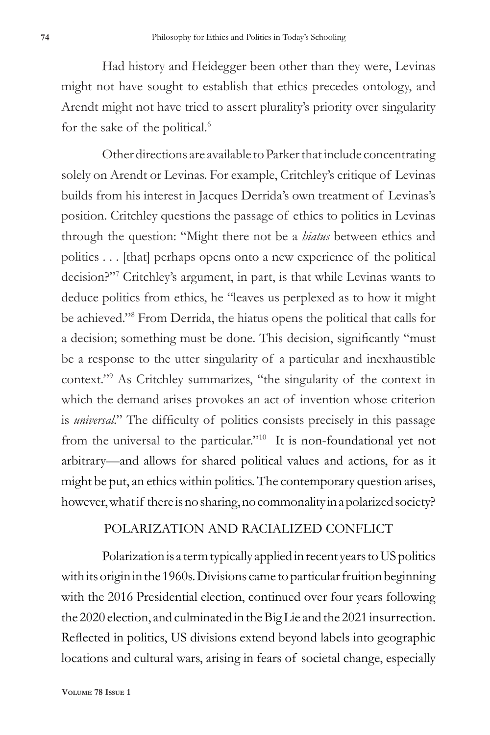Had history and Heidegger been other than they were, Levinas might not have sought to establish that ethics precedes ontology, and Arendt might not have tried to assert plurality's priority over singularity for the sake of the political.[6]

Other directions are available to Parker that include concentrating solely on Arendt or Levinas. For example, Critchley's critique of Levinas builds from his interest in Jacques Derrida's own treatment of Levinas's position. Critchley questions the passage of ethics to politics in Levinas through the question: "Might there not be a *hiatus* between ethics and politics . . . [that] perhaps opens onto a new experience of the political decision?"[7] Critchley's argument, in part, is that while Levinas wants to deduce politics from ethics, he "leaves us perplexed as to how it might be achieved."[8] From Derrida, the hiatus opens the political that calls for a decision; something must be done. This decision, significantly "must be a response to the utter singularity of a particular and inexhaustible context."[9] As Critchley summarizes, "the singularity of the context in which the demand arises provokes an act of invention whose criterion is *universal*." The difficulty of politics consists precisely in this passage from the universal to the particular."[10] It is non-foundational yet not arbitrary—and allows for shared political values and actions, for as it might be put, an ethics within politics. The contemporary question arises, however, what if there is no sharing, no commonality in a polarized society?

## POLARIZATION AND RACIALIZED CONFLICT

Polarization is a term typically applied in recent years to US politics with its origin in the 1960s. Divisions came to particular fruition beginning with the 2016 Presidential election, continued over four years following the 2020 election, and culminated in the Big Lie and the 2021 insurrection. Reflected in politics, US divisions extend beyond labels into geographic locations and cultural wars, arising in fears of societal change, especially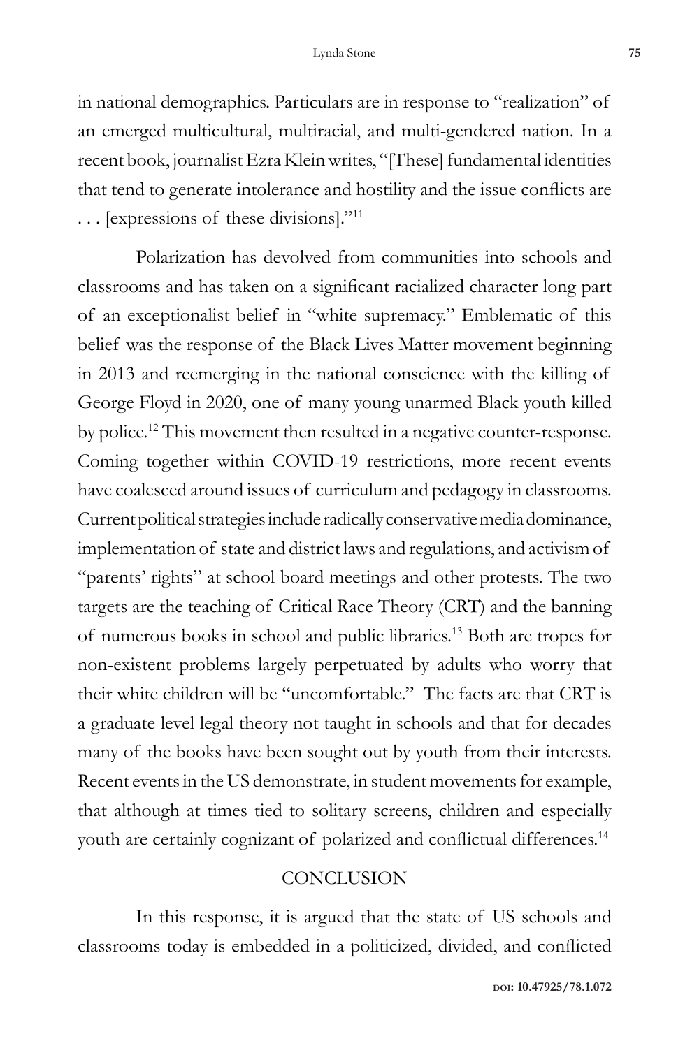in national demographics. Particulars are in response to "realization" of an emerged multicultural, multiracial, and multi-gendered nation. In a recent book, journalist Ezra Klein writes, "[These] fundamental identities that tend to generate intolerance and hostility and the issue conflicts are . . . [expressions of these divisions]."[11]

Polarization has devolved from communities into schools and classrooms and has taken on a significant racialized character long part of an exceptionalist belief in "white supremacy." Emblematic of this belief was the response of the Black Lives Matter movement beginning in 2013 and reemerging in the national conscience with the killing of George Floyd in 2020, one of many young unarmed Black youth killed by police.[12] This movement then resulted in a negative counter-response. Coming together within COVID-19 restrictions, more recent events have coalesced around issues of curriculum and pedagogy in classrooms. Current political strategies include radically conservative media dominance, implementation of state and district laws and regulations, and activism of "parents' rights" at school board meetings and other protests. The two targets are the teaching of Critical Race Theory (CRT) and the banning of numerous books in school and public libraries.[13] Both are tropes for non-existent problems largely perpetuated by adults who worry that their white children will be "uncomfortable." The facts are that CRT is a graduate level legal theory not taught in schools and that for decades many of the books have been sought out by youth from their interests. Recent events in the US demonstrate, in student movements for example, that although at times tied to solitary screens, children and especially youth are certainly cognizant of polarized and conflictual differences.[14]

## CONCLUSION

In this response, it is argued that the state of US schools and classrooms today is embedded in a politicized, divided, and conflicted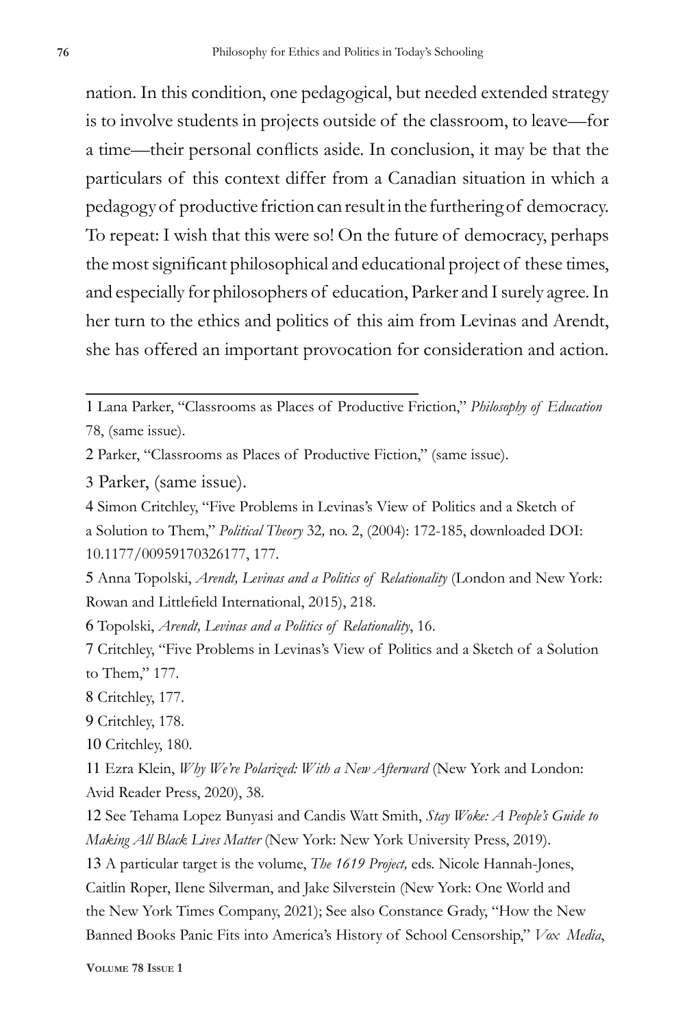nation. In this condition, one pedagogical, but needed extended strategy is to involve students in projects outside of the classroom, to leave—for a time—their personal conflicts aside. In conclusion, it may be that the particulars of this context differ from a Canadian situation in which a pedagogy of productive friction can result in the furthering of democracy. To repeat: I wish that this were so! On the future of democracy, perhaps the most significant philosophical and educational project of these times, and especially for philosophers of education, Parker and I surely agree. In her turn to the ethics and politics of this aim from Levinas and Arendt, she has offered an important provocation for consideration and action.

---

1 Lana Parker, "Classrooms as Places of Productive Friction," *Philosophy of Education* 78, (same issue).

2 Parker, "Classrooms as Places of Productive Fiction," (same issue).

3 Parker, (same issue).

4 Simon Critchley, "Five Problems in Levinas's View of Politics and a Sketch of a Solution to Them," *Political Theory* 32*,* no. 2, (2004): 172-185, downloaded DOI: 10.1177/00959170326177, 177.

5 Anna Topolski, *Arendt, Levinas and a Politics of Relationality* (London and New York: Rowan and Littlefield International, 2015), 218.

6 Topolski, *Arendt, Levinas and a Politics of Relationality*, 16.

7 Critchley, "Five Problems in Levinas's View of Politics and a Sketch of a Solution to Them," 177.

8 Critchley, 177.

9 Critchley, 178.

10 Critchley, 180.

11 Ezra Klein, *Why We're Polarized: With a New Afterward* (New York and London: Avid Reader Press, 2020), 38.

12 See Tehama Lopez Bunyasi and Candis Watt Smith, *Stay Woke: A People's Guide to Making All Black Lives Matter* (New York: New York University Press, 2019).

13 A particular target is the volume, *The 1619 Project,* eds. Nicole Hannah-Jones, Caitlin Roper, Ilene Silverman, and Jake Silverstein (New York: One World and the New York Times Company, 2021); See also Constance Grady, "How the New Banned Books Panic Fits into America's History of School Censorship," *Vox Media*,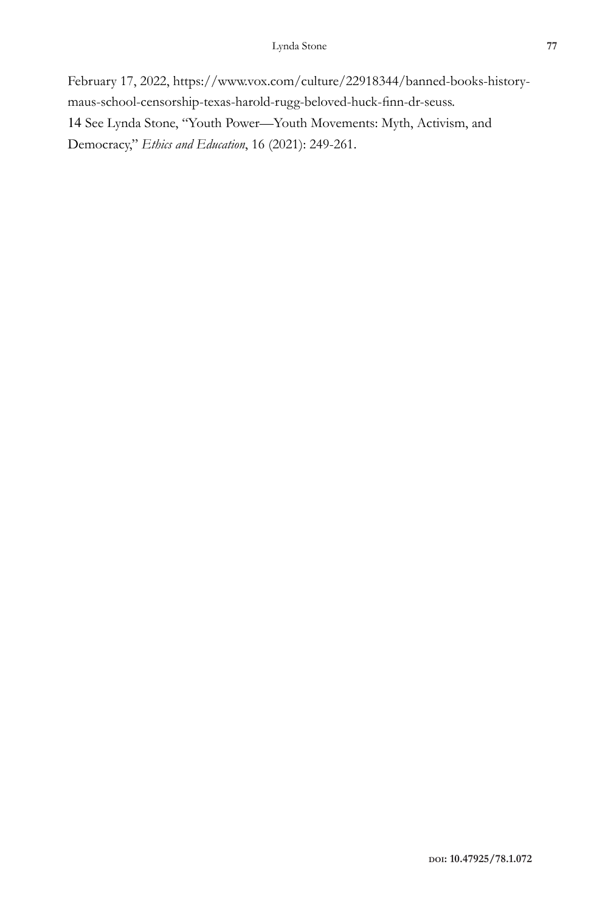February 17, 2022, https://www.vox.com/culture/22918344/banned-books-history-maus-school-censorship-texas-harold-rugg-beloved-huck-finn-dr-seuss.

14 See Lynda Stone, "Youth Power—Youth Movements: Myth, Activism, and Democracy," *Ethics and Education*, 16 (2021): 249-261.